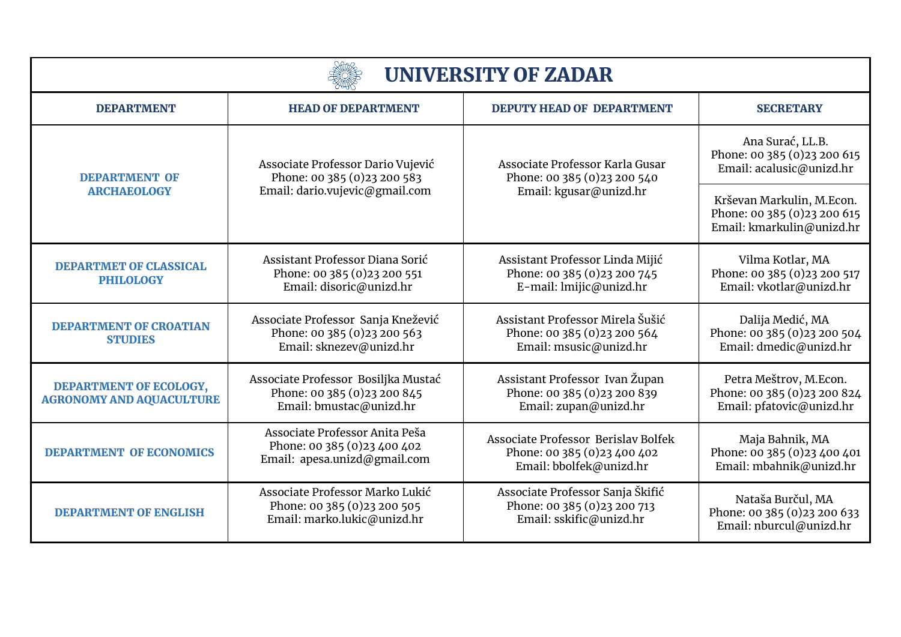# UNIVERSITY OF ZADAR

| DEPARTMENT | HEAD OF DEPARTMENT | DEPUTY HEAD OF DEPARTMENT | SECRETARY |
|---|---|---|---|
| DEPARTMENT OF ARCHAEOLOGY | Associate Professor Dario Vujević<br>Phone: 00 385 (0)23 200 583<br>Email: dario.vujevic@gmail.com | Associate Professor Karla Gusar<br>Phone: 00 385 (0)23 200 540<br>Email: kgusar@unizd.hr | Ana Surać, LL.B.<br>Phone: 00 385 (0)23 200 615<br>Email: acalusic@unizd.hr<br><br>Krševan Markulin, M.Econ.<br>Phone: 00 385 (0)23 200 615<br>Email: kmarkulin@unizd.hr |
| DEPARTMET OF CLASSICAL PHILOLOGY | Assistant Professor Diana Sorić<br>Phone: 00 385 (0)23 200 551<br>Email: disoric@unizd.hr | Assistant Professor Linda Mijić<br>Phone: 00 385 (0)23 200 745<br>E-mail: lmijic@unizd.hr | Vilma Kotlar, MA<br>Phone: 00 385 (0)23 200 517<br>Email: vkotlar@unizd.hr |
| DEPARTMENT OF CROATIAN STUDIES | Associate Professor Sanja Knežević<br>Phone: 00 385 (0)23 200 563<br>Email: sknezev@unizd.hr | Assistant Professor Mirela Šušić<br>Phone: 00 385 (0)23 200 564<br>Email: msusic@unizd.hr | Dalija Medić, MA<br>Phone: 00 385 (0)23 200 504<br>Email: dmedic@unizd.hr |
| DEPARTMENT OF ECOLOGY, AGRONOMY AND AQUACULTURE | Associate Professor Bosiljka Mustać<br>Phone: 00 385 (0)23 200 845<br>Email: bmustac@unizd.hr | Assistant Professor Ivan Župan<br>Phone: 00 385 (0)23 200 839<br>Email: zupan@unizd.hr | Petra Meštrov, M.Econ.<br>Phone: 00 385 (0)23 200 824<br>Email: pfatovic@unizd.hr |
| DEPARTMENT OF ECONOMICS | Associate Professor Anita Peša<br>Phone: 00 385 (0)23 400 402<br>Email: apesa.unizd@gmail.com | Associate Professor Berislav Bolfek<br>Phone: 00 385 (0)23 400 402<br>Email: bbolfek@unizd.hr | Maja Bahnik, MA<br>Phone: 00 385 (0)23 400 401<br>Email: mbahnik@unizd.hr |
| DEPARTMENT OF ENGLISH | Associate Professor Marko Lukić<br>Phone: 00 385 (0)23 200 505<br>Email: marko.lukic@unizd.hr | Associate Professor Sanja Škifić<br>Phone: 00 385 (0)23 200 713<br>Email: sskific@unizd.hr | Nataša Burčul, MA<br>Phone: 00 385 (0)23 200 633<br>Email: nburcul@unizd.hr |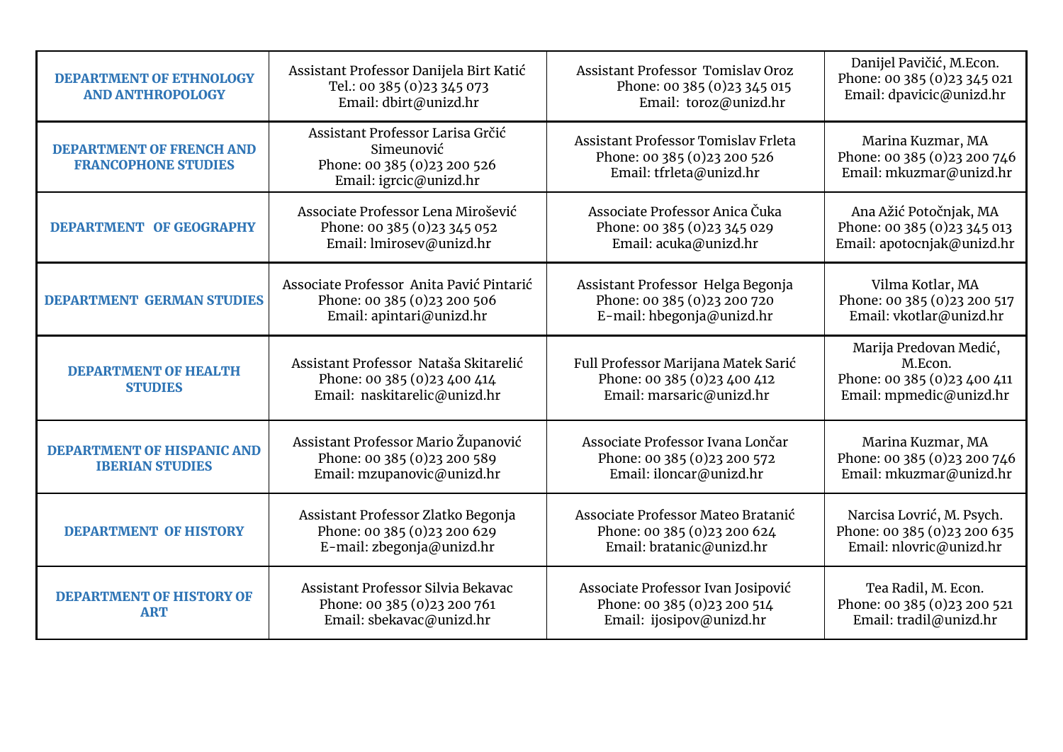| DEPARTMENT OF ETHNOLOGY AND ANTHROPOLOGY | Assistant Professor Danijela Birt Katić<br>Tel.: 00 385 (0)23 345 073<br>Email: dbirt@unizd.hr | Assistant Professor Tomislav Oroz<br>Phone: 00 385 (0)23 345 015<br>Email: toroz@unizd.hr | Danijel Pavičić, M.Econ.<br>Phone: 00 385 (0)23 345 021<br>Email: dpavicic@unizd.hr |
|---|---|---|---|
| **DEPARTMENT OF FRENCH AND FRANCOPHONE STUDIES** | Assistant Professor Larisa Grčić Simeunović<br>Phone: 00 385 (0)23 200 526<br>Email: igrcic@unizd.hr | Assistant Professor Tomislav Frleta<br>Phone: 00 385 (0)23 200 526<br>Email: tfrleta@unizd.hr | Marina Kuzmar, MA<br>Phone: 00 385 (0)23 200 746<br>Email: mkuzmar@unizd.hr |
| **DEPARTMENT OF GEOGRAPHY** | Associate Professor Lena Mirošević<br>Phone: 00 385 (0)23 345 052<br>Email: lmirosev@unizd.hr | Associate Professor Anica Čuka<br>Phone: 00 385 (0)23 345 029<br>Email: acuka@unizd.hr | Ana Ažić Potočnjak, MA<br>Phone: 00 385 (0)23 345 013<br>Email: apotocnjak@unizd.hr |
| **DEPARTMENT GERMAN STUDIES** | Associate Professor Anita Pavić Pintarić<br>Phone: 00 385 (0)23 200 506<br>Email: apintari@unizd.hr | Assistant Professor Helga Begonja<br>Phone: 00 385 (0)23 200 720<br>E-mail: hbegonja@unizd.hr | Vilma Kotlar, MA<br>Phone: 00 385 (0)23 200 517<br>Email: vkotlar@unizd.hr |
| **DEPARTMENT OF HEALTH STUDIES** | Assistant Professor Nataša Skitarelić<br>Phone: 00 385 (0)23 400 414<br>Email: naskitarelic@unizd.hr | Full Professor Marijana Matek Sarić<br>Phone: 00 385 (0)23 400 412<br>Email: marsaric@unizd.hr | Marija Predovan Medić, M.Econ.<br>Phone: 00 385 (0)23 400 411<br>Email: mpmedic@unizd.hr |
| **DEPARTMENT OF HISPANIC AND IBERIAN STUDIES** | Assistant Professor Mario Županović<br>Phone: 00 385 (0)23 200 589<br>Email: mzupanovic@unizd.hr | Associate Professor Ivana Lončar<br>Phone: 00 385 (0)23 200 572<br>Email: iloncar@unizd.hr | Marina Kuzmar, MA<br>Phone: 00 385 (0)23 200 746<br>Email: mkuzmar@unizd.hr |
| **DEPARTMENT OF HISTORY** | Assistant Professor Zlatko Begonja<br>Phone: 00 385 (0)23 200 629<br>E-mail: zbegonja@unizd.hr | Associate Professor Mateo Bratanić<br>Phone: 00 385 (0)23 200 624<br>Email: bratanic@unizd.hr | Narcisa Lovrić, M. Psych.<br>Phone: 00 385 (0)23 200 635<br>Email: nlovric@unizd.hr |
| **DEPARTMENT OF HISTORY OF ART** | Assistant Professor Silvia Bekavac<br>Phone: 00 385 (0)23 200 761<br>Email: sbekavac@unizd.hr | Associate Professor Ivan Josipović<br>Phone: 00 385 (0)23 200 514<br>Email: ijosipov@unizd.hr | Tea Radil, M. Econ.<br>Phone: 00 385 (0)23 200 521<br>Email: tradil@unizd.hr |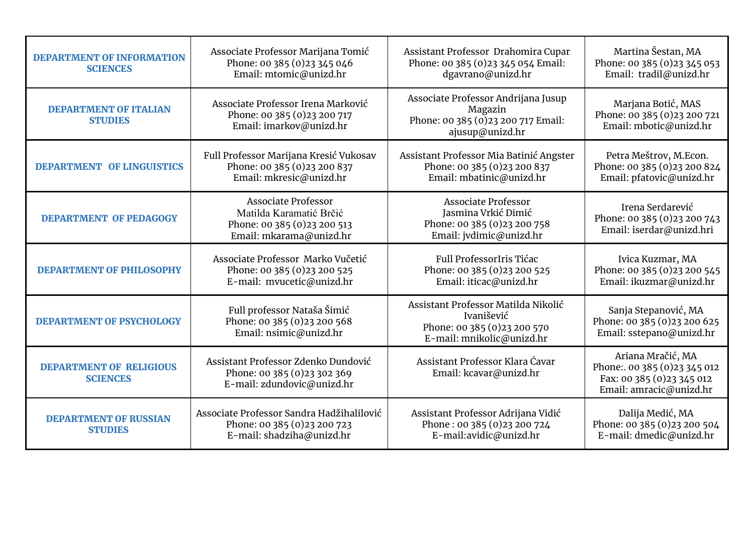| | | | |
|---|---|---|---|
| **DEPARTMENT OF INFORMATION SCIENCES** | Associate Professor Marijana Tomić<br>Phone: 00 385 (0)23 345 046<br>Email: mtomic@unizd.hr | Assistant Professor Drahomira Cupar<br>Phone: 00 385 (0)23 345 054 Email: dgavrano@unizd.hr | Martina Šestan, MA<br>Phone: 00 385 (0)23 345 053<br>Email: tradil@unizd.hr |
| **DEPARTMENT OF ITALIAN STUDIES** | Associate Professor Irena Marković<br>Phone: 00 385 (0)23 200 717<br>Email: imarkov@unizd.hr | Associate Professor Andrijana Jusup Magazin<br>Phone: 00 385 (0)23 200 717 Email: ajusup@unizd.hr | Marjana Botić, MAS<br>Phone: 00 385 (0)23 200 721<br>Email: mbotic@unizd.hr |
| **DEPARTMENT OF LINGUISTICS** | Full Professor Marijana Kresić Vukosav<br>Phone: 00 385 (0)23 200 837<br>Email: mkresic@unizd.hr | Assistant Professor Mia Batinić Angster<br>Phone: 00 385 (0)23 200 837<br>Email: mbatinic@unizd.hr | Petra Meštrov, M.Econ.<br>Phone: 00 385 (0)23 200 824<br>Email: pfatovic@unizd.hr |
| **DEPARTMENT OF PEDAGOGY** | Associate Professor<br>Matilda Karamatić Brčić<br>Phone: 00 385 (0)23 200 513<br>Email: mkarama@unizd.hr | Associate Professor<br>Jasmina Vrkić Dimić<br>Phone: 00 385 (0)23 200 758<br>Email: jvdimic@unizd.hr | Irena Serdarević<br>Phone: 00 385 (0)23 200 743<br>Email: iserdar@unizd.hri |
| **DEPARTMENT OF PHILOSOPHY** | Associate Professor Marko Vučetić<br>Phone: 00 385 (0)23 200 525<br>E-mail: mvucetic@unizd.hr | Full ProfessorIris Tićac<br>Phone: 00 385 (0)23 200 525<br>Email: iticac@unizd.hr | Ivica Kuzmar, MA<br>Phone: 00 385 (0)23 200 545<br>Email: ikuzmar@unizd.hr |
| **DEPARTMENT OF PSYCHOLOGY** | Full professor Nataša Šimić<br>Phone: 00 385 (0)23 200 568<br>Email: nsimic@unizd.hr | Assistant Professor Matilda Nikolić Ivanišević<br>Phone: 00 385 (0)23 200 570<br>E-mail: mnikolic@unizd.hr | Sanja Stepanović, MA<br>Phone: 00 385 (0)23 200 625<br>Email: sstepano@unizd.hr |
| **DEPARTMENT OF RELIGIOUS SCIENCES** | Assistant Professor Zdenko Dundović<br>Phone: 00 385 (0)23 302 369<br>E-mail: zdundovic@unizd.hr | Assistant Professor Klara Ćavar<br>Email: kcavar@unizd.hr | Ariana Mračić, MA<br>Phone:. 00 385 (0)23 345 012<br>Fax: 00 385 (0)23 345 012<br>Email: amracic@unizd.hr |
| **DEPARTMENT OF RUSSIAN STUDIES** | Associate Professor Sandra Hadžihalilović<br>Phone: 00 385 (0)23 200 723<br>E-mail: shadziha@unizd.hr | Assistant Professor Adrijana Vidić<br>Phone : 00 385 (0)23 200 724<br>E-mail:avidic@unizd.hr | Dalija Medić, MA<br>Phone: 00 385 (0)23 200 504<br>E-mail: dmedic@unizd.hr |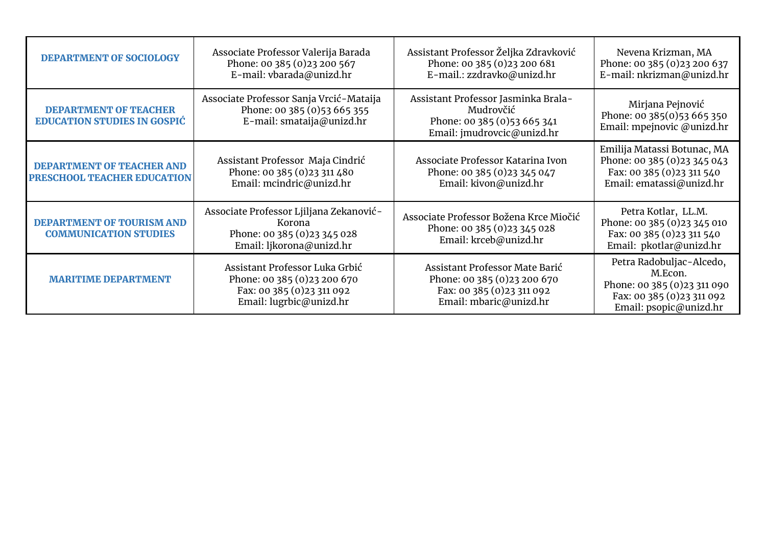| | | | |
|---|---|---|---|
| **DEPARTMENT OF SOCIOLOGY** | Associate Professor Valerija Barada<br>Phone: 00 385 (0)23 200 567<br>E-mail: vbarada@unizd.hr | Assistant Professor Željka Zdravković<br>Phone: 00 385 (0)23 200 681<br>E-mail.: zzdravko@unizd.hr | Nevena Krizman, MA<br>Phone: 00 385 (0)23 200 637<br>E-mail: nkrizman@unizd.hr |
| **DEPARTMENT OF TEACHER EDUCATION STUDIES IN GOSPIĆ** | Associate Professor Sanja Vrcić-Mataija<br>Phone: 00 385 (0)53 665 355<br>E-mail: smataija@unizd.hr | Assistant Professor Jasminka Brala-Mudrovčić<br>Phone: 00 385 (0)53 665 341<br>Email: jmudrovcic@unizd.hr | Mirjana Pejnović<br>Phone: 00 385(0)53 665 350<br>Email: mpejnovic @unizd.hr |
| **DEPARTMENT OF TEACHER AND PRESCHOOL TEACHER EDUCATION** | Assistant Professor Maja Cindrić<br>Phone: 00 385 (0)23 311 480<br>Email: mcindric@unizd.hr | Associate Professor Katarina Ivon<br>Phone: 00 385 (0)23 345 047<br>Email: kivon@unizd.hr | Emilija Matassi Botunac, MA<br>Phone: 00 385 (0)23 345 043<br>Fax: 00 385 (0)23 311 540<br>Email: ematassi@unizd.hr |
| **DEPARTMENT OF TOURISM AND COMMUNICATION STUDIES** | Associate Professor Ljiljana Zekanović-Korona<br>Phone: 00 385 (0)23 345 028<br>Email: ljkorona@unizd.hr | Associate Professor Božena Krce Miočić<br>Phone: 00 385 (0)23 345 028<br>Email: krceb@unizd.hr | Petra Kotlar, LL.M.<br>Phone: 00 385 (0)23 345 010<br>Fax: 00 385 (0)23 311 540<br>Email: pkotlar@unizd.hr |
| **MARITIME DEPARTMENT** | Assistant Professor Luka Grbić<br>Phone: 00 385 (0)23 200 670<br>Fax: 00 385 (0)23 311 092<br>Email: lugrbic@unizd.hr | Assistant Professor Mate Barić<br>Phone: 00 385 (0)23 200 670<br>Fax: 00 385 (0)23 311 092<br>Email: mbaric@unizd.hr | Petra Radobuljac-Alcedo, M.Econ.<br>Phone: 00 385 (0)23 311 090<br>Fax: 00 385 (0)23 311 092<br>Email: psopic@unizd.hr |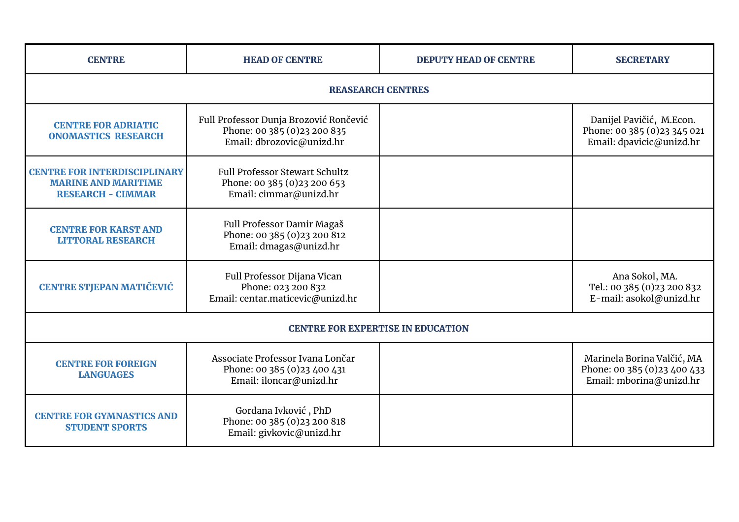| CENTRE | HEAD OF CENTRE | DEPUTY HEAD OF CENTRE | SECRETARY |
|---|---|---|---|
| **REASEARCH CENTRES** | | | |
| **CENTRE FOR ADRIATIC ONOMASTICS RESEARCH** | Full Professor Dunja Brozović Rončević<br>Phone: 00 385 (0)23 200 835<br>Email: dbrozovic@unizd.hr | | Danijel Pavičić, M.Econ.<br>Phone: 00 385 (0)23 345 021<br>Email: dpavicic@unizd.hr |
| **CENTRE FOR INTERDISCIPLINARY MARINE AND MARITIME RESEARCH - CIMMAR** | Full Professor Stewart Schultz<br>Phone: 00 385 (0)23 200 653<br>Email: cimmar@unizd.hr | | |
| **CENTRE FOR KARST AND LITTORAL RESEARCH** | Full Professor Damir Magaš<br>Phone: 00 385 (0)23 200 812<br>Email: dmagas@unizd.hr | | |
| **CENTRE STJEPAN MATIČEVIĆ** | Full Professor Dijana Vican<br>Phone: 023 200 832<br>Email: centar.maticevic@unizd.hr | | Ana Sokol, MA.<br>Tel.: 00 385 (0)23 200 832<br>E-mail: asokol@unizd.hr |
| **CENTRE FOR EXPERTISE IN EDUCATION** | | | |
| **CENTRE FOR FOREIGN LANGUAGES** | Associate Professor Ivana Lončar<br>Phone: 00 385 (0)23 400 431<br>Email: iloncar@unizd.hr | | Marinela Borina Valčić, MA<br>Phone: 00 385 (0)23 400 433<br>Email: mborina@unizd.hr |
| **CENTRE FOR GYMNASTICS AND STUDENT SPORTS** | Gordana Ivković , PhD<br>Phone: 00 385 (0)23 200 818<br>Email: givkovic@unizd.hr | | |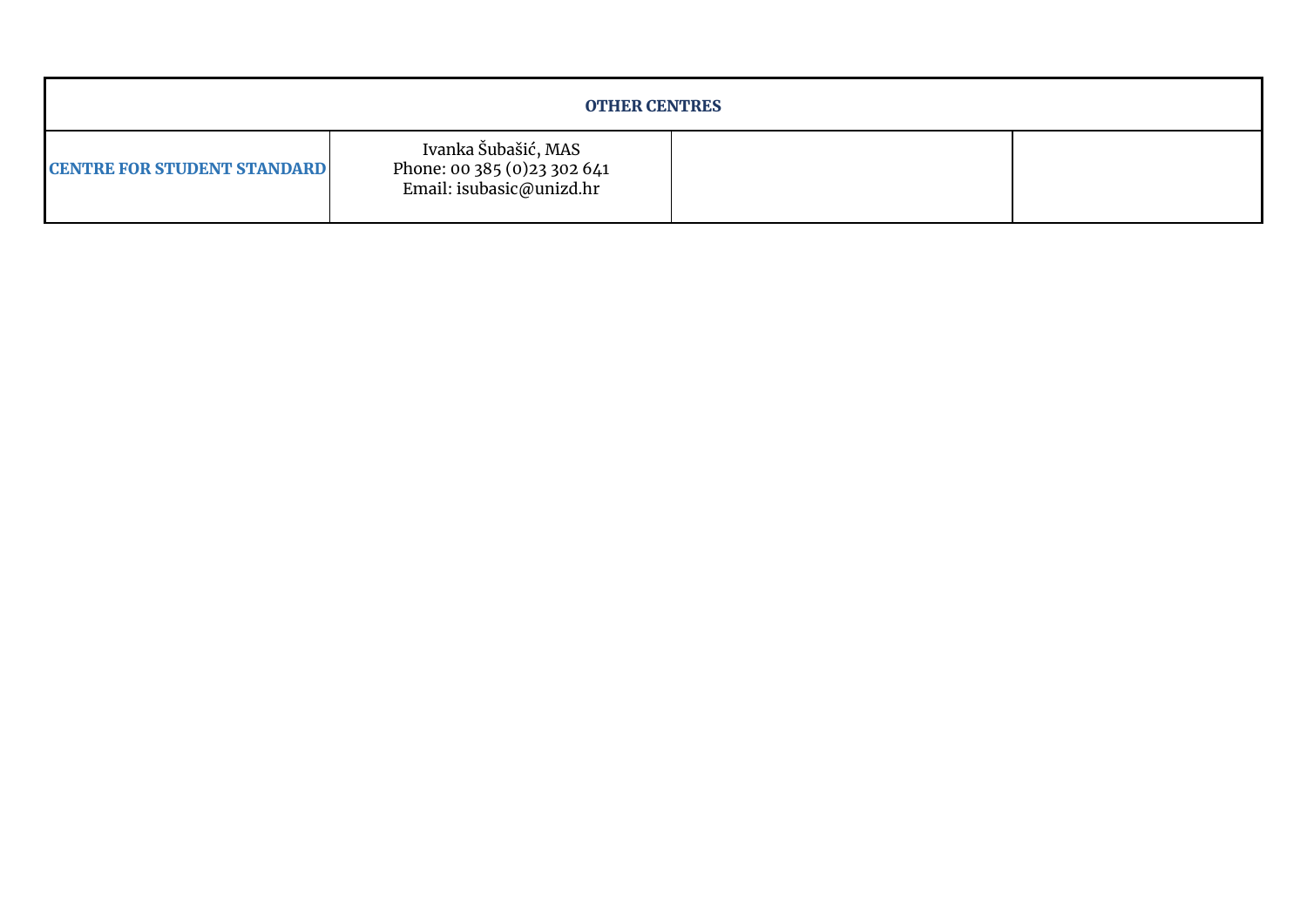| OTHER CENTRES | | | |
|---|---|---|---|
| **CENTRE FOR STUDENT STANDARD** | Ivanka Šubašić, MAS<br>Phone: 00 385 (0)23 302 641<br>Email: isubasic@unizd.hr | | |